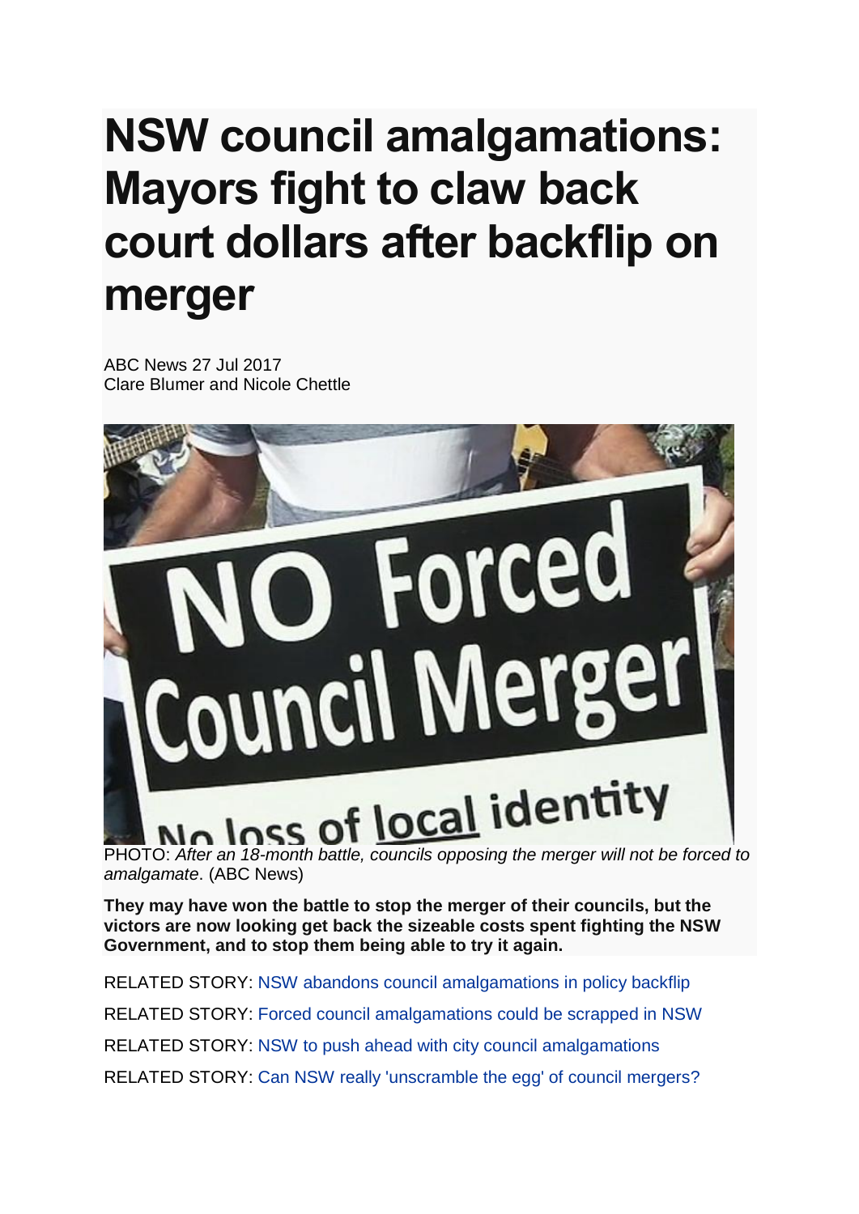# NSW council amalgamations: Mayors fight to claw back court dollars after backflip on merger

ABC News 27 Jul 2017
Clare Blumer and Nicole Chettle

PHOTO: *After an 18-month battle, councils opposing the merger will not be forced to amalgamate*. (ABC News)

**They may have won the battle to stop the merger of their councils, but the victors are now looking get back the sizeable costs spent fighting the NSW Government, and to stop them being able to try it again.**

RELATED STORY: NSW abandons council amalgamations in policy backflip

RELATED STORY: Forced council amalgamations could be scrapped in NSW

RELATED STORY: NSW to push ahead with city council amalgamations

RELATED STORY: Can NSW really 'unscramble the egg' of council mergers?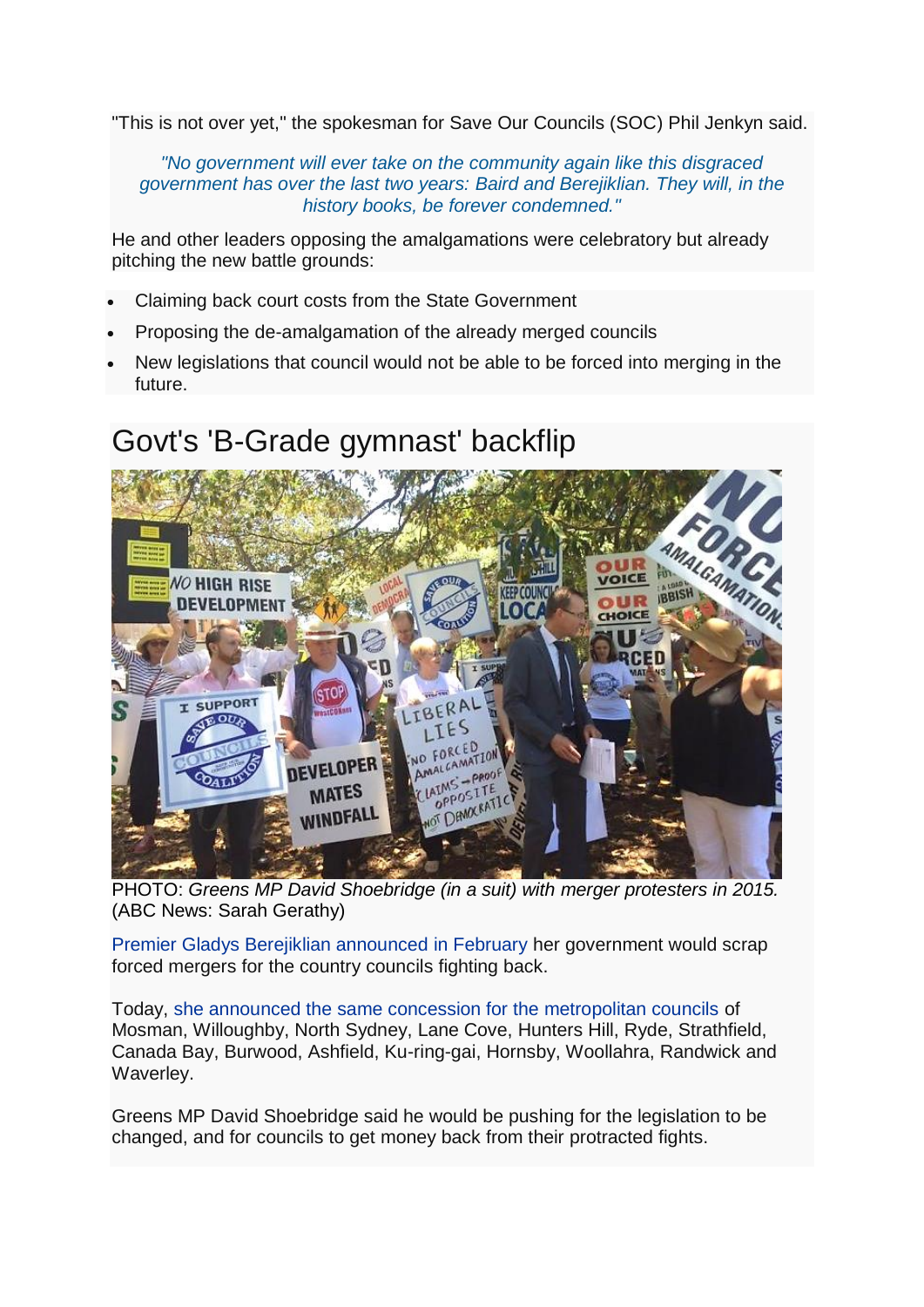"This is not over yet," the spokesman for Save Our Councils (SOC) Phil Jenkyn said.

> *"No government will ever take on the community again like this disgraced government has over the last two years: Baird and Berejiklian. They will, in the history books, be forever condemned."*

He and other leaders opposing the amalgamations were celebratory but already pitching the new battle grounds:

- Claiming back court costs from the State Government
- Proposing the de-amalgamation of the already merged councils
- New legislations that council would not be able to be forced into merging in the future.

## Govt's 'B-Grade gymnast' backflip

PHOTO: *Greens MP David Shoebridge (in a suit) with merger protesters in 2015.* (ABC News: Sarah Gerathy)

Premier Gladys Berejiklian announced in February her government would scrap forced mergers for the country councils fighting back.

Today, she announced the same concession for the metropolitan councils of Mosman, Willoughby, North Sydney, Lane Cove, Hunters Hill, Ryde, Strathfield, Canada Bay, Burwood, Ashfield, Ku-ring-gai, Hornsby, Woollahra, Randwick and Waverley.

Greens MP David Shoebridge said he would be pushing for the legislation to be changed, and for councils to get money back from their protracted fights.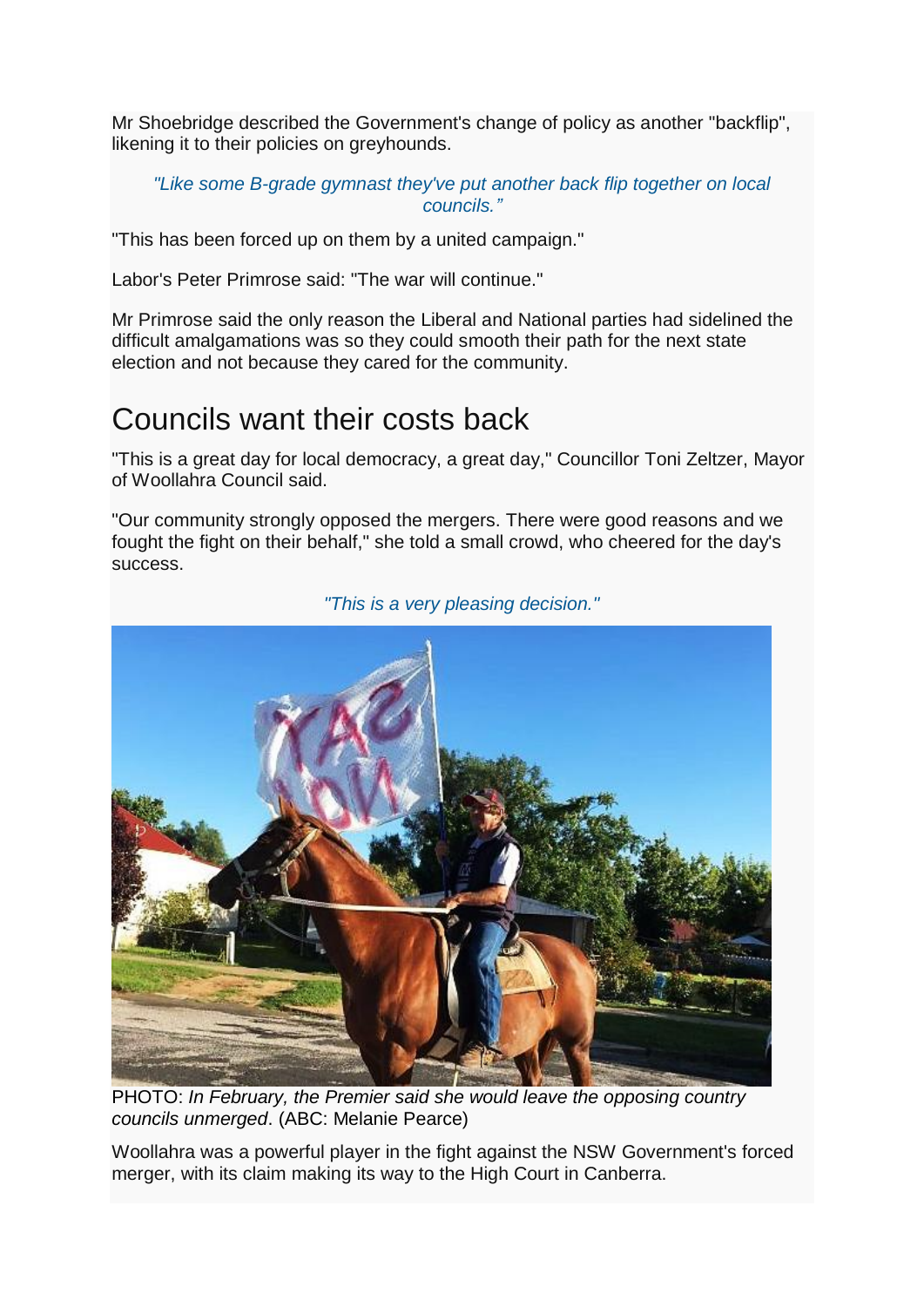Mr Shoebridge described the Government's change of policy as another "backflip", likening it to their policies on greyhounds.

*"Like some B-grade gymnast they've put another back flip together on local councils."*

"This has been forced up on them by a united campaign."

Labor's Peter Primrose said: "The war will continue."

Mr Primrose said the only reason the Liberal and National parties had sidelined the difficult amalgamations was so they could smooth their path for the next state election and not because they cared for the community.

## Councils want their costs back

"This is a great day for local democracy, a great day," Councillor Toni Zeltzer, Mayor of Woollahra Council said.

"Our community strongly opposed the mergers. There were good reasons and we fought the fight on their behalf," she told a small crowd, who cheered for the day's success.

*"This is a very pleasing decision."*

PHOTO: *In February, the Premier said she would leave the opposing country councils unmerged*. (ABC: Melanie Pearce)

Woollahra was a powerful player in the fight against the NSW Government's forced merger, with its claim making its way to the High Court in Canberra.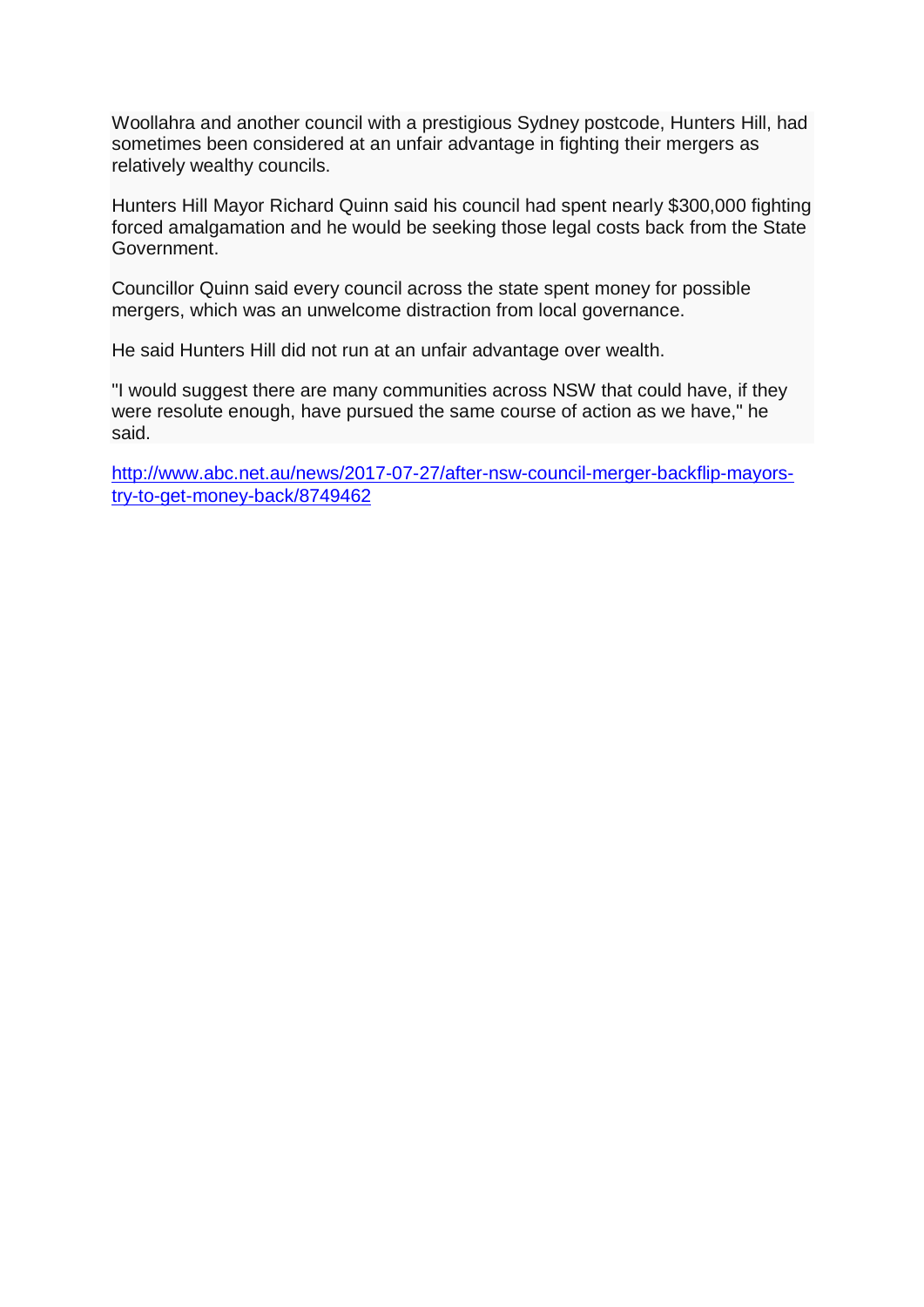Woollahra and another council with a prestigious Sydney postcode, Hunters Hill, had sometimes been considered at an unfair advantage in fighting their mergers as relatively wealthy councils.

Hunters Hill Mayor Richard Quinn said his council had spent nearly $300,000 fighting forced amalgamation and he would be seeking those legal costs back from the State Government.

Councillor Quinn said every council across the state spent money for possible mergers, which was an unwelcome distraction from local governance.

He said Hunters Hill did not run at an unfair advantage over wealth.

"I would suggest there are many communities across NSW that could have, if they were resolute enough, have pursued the same course of action as we have," he said.

http://www.abc.net.au/news/2017-07-27/after-nsw-council-merger-backflip-mayors-try-to-get-money-back/8749462